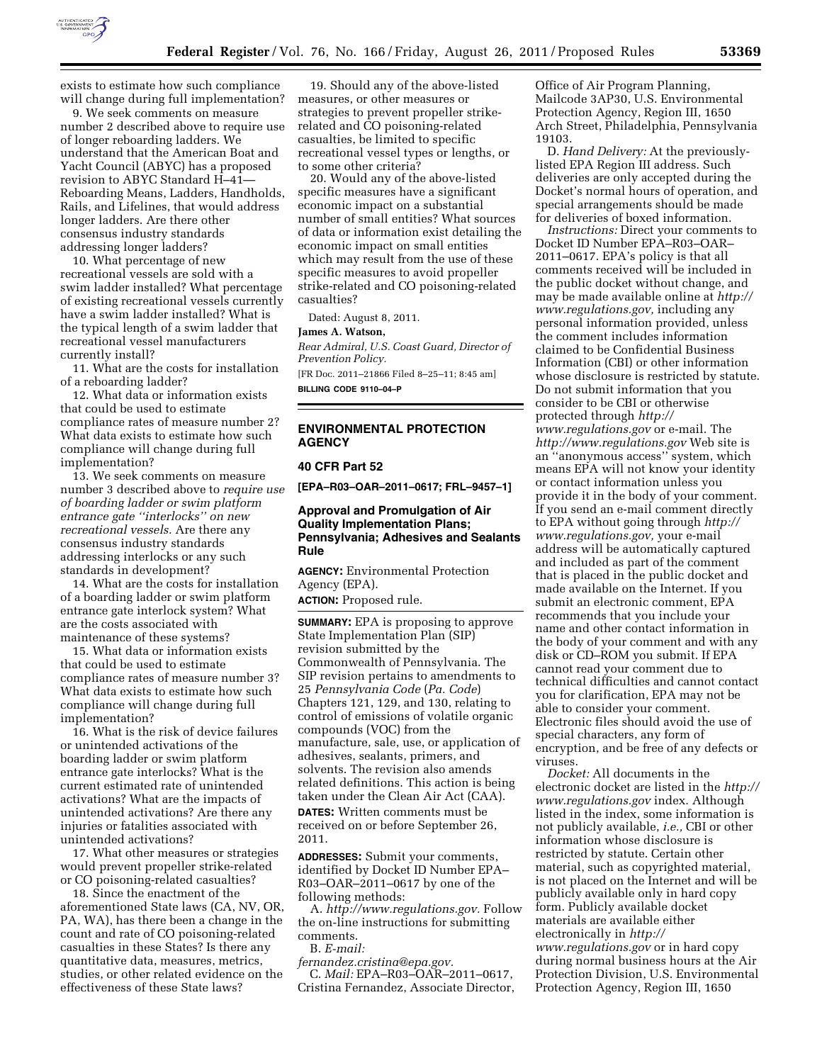exists to estimate how such compliance will change during full implementation?

9. We seek comments on measure number 2 described above to require use of longer reboarding ladders. We understand that the American Boat and Yacht Council (ABYC) has a proposed revision to ABYC Standard H–41—Reboarding Means, Ladders, Handholds, Rails, and Lifelines, that would address longer ladders. Are there other consensus industry standards addressing longer ladders?

10. What percentage of new recreational vessels are sold with a swim ladder installed? What percentage of existing recreational vessels currently have a swim ladder installed? What is the typical length of a swim ladder that recreational vessel manufacturers currently install?

11. What are the costs for installation of a reboarding ladder?

12. What data or information exists that could be used to estimate compliance rates of measure number 2? What data exists to estimate how such compliance will change during full implementation?

13. We seek comments on measure number 3 described above to *require use of boarding ladder or swim platform entrance gate "interlocks" on new recreational vessels.* Are there any consensus industry standards addressing interlocks or any such standards in development?

14. What are the costs for installation of a boarding ladder or swim platform entrance gate interlock system? What are the costs associated with maintenance of these systems?

15. What data or information exists that could be used to estimate compliance rates of measure number 3? What data exists to estimate how such compliance will change during full implementation?

16. What is the risk of device failures or unintended activations of the boarding ladder or swim platform entrance gate interlocks? What is the current estimated rate of unintended activations? What are the impacts of unintended activations? Are there any injuries or fatalities associated with unintended activations?

17. What other measures or strategies would prevent propeller strike-related or CO poisoning-related casualties?

18. Since the enactment of the aforementioned State laws (CA, NV, OR, PA, WA), has there been a change in the count and rate of CO poisoning-related casualties in these States? Is there any quantitative data, measures, metrics, studies, or other related evidence on the effectiveness of these State laws?

19. Should any of the above-listed measures, or other measures or strategies to prevent propeller strike-related and CO poisoning-related casualties, be limited to specific recreational vessel types or lengths, or to some other criteria?

20. Would any of the above-listed specific measures have a significant economic impact on a substantial number of small entities? What sources of data or information exist detailing the economic impact on small entities which may result from the use of these specific measures to avoid propeller strike-related and CO poisoning-related casualties?

Dated: August 8, 2011.

**James A. Watson,**

*Rear Admiral, U.S. Coast Guard, Director of Prevention Policy.*

[FR Doc. 2011–21866 Filed 8–25–11; 8:45 am]

**BILLING CODE 9110–04–P**

## ENVIRONMENTAL PROTECTION AGENCY

### 40 CFR Part 52

**[EPA–R03–OAR–2011–0617; FRL–9457–1]**

### Approval and Promulgation of Air Quality Implementation Plans; Pennsylvania; Adhesives and Sealants Rule

**AGENCY:** Environmental Protection Agency (EPA).

**ACTION:** Proposed rule.

**SUMMARY:** EPA is proposing to approve State Implementation Plan (SIP) revision submitted by the Commonwealth of Pennsylvania. The SIP revision pertains to amendments to 25 *Pennsylvania Code* (*Pa. Code*) Chapters 121, 129, and 130, relating to control of emissions of volatile organic compounds (VOC) from the manufacture, sale, use, or application of adhesives, sealants, primers, and solvents. The revision also amends related definitions. This action is being taken under the Clean Air Act (CAA).

**DATES:** Written comments must be received on or before September 26, 2011.

**ADDRESSES:** Submit your comments, identified by Docket ID Number EPA–R03–OAR–2011–0617 by one of the following methods:

A. *http://www.regulations.gov.* Follow the on-line instructions for submitting comments.

B. *E-mail: fernandez.cristina@epa.gov.*

C. *Mail:* EPA–R03–OAR–2011–0617, Cristina Fernandez, Associate Director, Office of Air Program Planning, Mailcode 3AP30, U.S. Environmental Protection Agency, Region III, 1650 Arch Street, Philadelphia, Pennsylvania 19103.

D. *Hand Delivery:* At the previously-listed EPA Region III address. Such deliveries are only accepted during the Docket's normal hours of operation, and special arrangements should be made for deliveries of boxed information.

*Instructions:* Direct your comments to Docket ID Number EPA–R03–OAR–2011–0617. EPA's policy is that all comments received will be included in the public docket without change, and may be made available online at *http://www.regulations.gov,* including any personal information provided, unless the comment includes information claimed to be Confidential Business Information (CBI) or other information whose disclosure is restricted by statute. Do not submit information that you consider to be CBI or otherwise protected through *http://www.regulations.gov* or e-mail. The *http://www.regulations.gov* Web site is an "anonymous access" system, which means EPA will not know your identity or contact information unless you provide it in the body of your comment. If you send an e-mail comment directly to EPA without going through *http://www.regulations.gov,* your e-mail address will be automatically captured and included as part of the comment that is placed in the public docket and made available on the Internet. If you submit an electronic comment, EPA recommends that you include your name and other contact information in the body of your comment and with any disk or CD–ROM you submit. If EPA cannot read your comment due to technical difficulties and cannot contact you for clarification, EPA may not be able to consider your comment. Electronic files should avoid the use of special characters, any form of encryption, and be free of any defects or viruses.

*Docket:* All documents in the electronic docket are listed in the *http://www.regulations.gov* index. Although listed in the index, some information is not publicly available, *i.e.,* CBI or other information whose disclosure is restricted by statute. Certain other material, such as copyrighted material, is not placed on the Internet and will be publicly available only in hard copy form. Publicly available docket materials are available either electronically in *http://www.regulations.gov* or in hard copy during normal business hours at the Air Protection Division, U.S. Environmental Protection Agency, Region III, 1650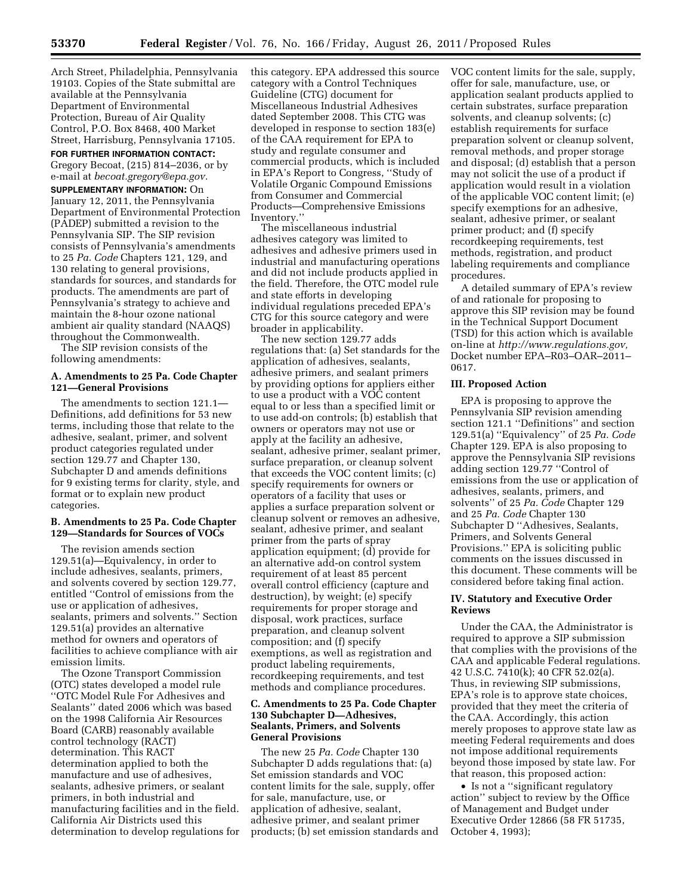Arch Street, Philadelphia, Pennsylvania 19103. Copies of the State submittal are available at the Pennsylvania Department of Environmental Protection, Bureau of Air Quality Control, P.O. Box 8468, 400 Market Street, Harrisburg, Pennsylvania 17105.

**FOR FURTHER INFORMATION CONTACT:** Gregory Becoat, (215) 814–2036, or by e-mail at *becoat.gregory@epa.gov.*

**SUPPLEMENTARY INFORMATION:** On January 12, 2011, the Pennsylvania Department of Environmental Protection (PADEP) submitted a revision to the Pennsylvania SIP. The SIP revision consists of Pennsylvania's amendments to 25 *Pa. Code* Chapters 121, 129, and 130 relating to general provisions, standards for sources, and standards for products. The amendments are part of Pennsylvania's strategy to achieve and maintain the 8-hour ozone national ambient air quality standard (NAAQS) throughout the Commonwealth.

The SIP revision consists of the following amendments:

### A. Amendments to 25 Pa. Code Chapter 121—General Provisions

The amendments to section 121.1—Definitions, add definitions for 53 new terms, including those that relate to the adhesive, sealant, primer, and solvent product categories regulated under section 129.77 and Chapter 130, Subchapter D and amends definitions for 9 existing terms for clarity, style, and format or to explain new product categories.

### B. Amendments to 25 Pa. Code Chapter 129—Standards for Sources of VOCs

The revision amends section 129.51(a)—Equivalency, in order to include adhesives, sealants, primers, and solvents covered by section 129.77, entitled "Control of emissions from the use or application of adhesives, sealants, primers and solvents." Section 129.51(a) provides an alternative method for owners and operators of facilities to achieve compliance with air emission limits.

The Ozone Transport Commission (OTC) states developed a model rule "OTC Model Rule For Adhesives and Sealants" dated 2006 which was based on the 1998 California Air Resources Board (CARB) reasonably available control technology (RACT) determination. This RACT determination applied to both the manufacture and use of adhesives, sealants, adhesive primers, or sealant primers, in both industrial and manufacturing facilities and in the field. California Air Districts used this determination to develop regulations for this category. EPA addressed this source category with a Control Techniques Guideline (CTG) document for Miscellaneous Industrial Adhesives dated September 2008. This CTG was developed in response to section 183(e) of the CAA requirement for EPA to study and regulate consumer and commercial products, which is included in EPA's Report to Congress, "Study of Volatile Organic Compound Emissions from Consumer and Commercial Products—Comprehensive Emissions Inventory."

The miscellaneous industrial adhesives category was limited to adhesives and adhesive primers used in industrial and manufacturing operations and did not include products applied in the field. Therefore, the OTC model rule and state efforts in developing individual regulations preceded EPA's CTG for this source category and were broader in applicability.

The new section 129.77 adds regulations that: (a) Set standards for the application of adhesives, sealants, adhesive primers, and sealant primers by providing options for appliers either to use a product with a VOC content equal to or less than a specified limit or to use add-on controls; (b) establish that owners or operators may not use or apply at the facility an adhesive, sealant, adhesive primer, sealant primer, surface preparation, or cleanup solvent that exceeds the VOC content limits; (c) specify requirements for owners or operators of a facility that uses or applies a surface preparation solvent or cleanup solvent or removes an adhesive, sealant, adhesive primer, and sealant primer from the parts of spray application equipment; (d) provide for an alternative add-on control system requirement of at least 85 percent overall control efficiency (capture and destruction), by weight; (e) specify requirements for proper storage and disposal, work practices, surface preparation, and cleanup solvent composition; and (f) specify exemptions, as well as registration and product labeling requirements, recordkeeping requirements, and test methods and compliance procedures.

### C. Amendments to 25 Pa. Code Chapter 130 Subchapter D—Adhesives, Sealants, Primers, and Solvents General Provisions

The new 25 *Pa. Code* Chapter 130 Subchapter D adds regulations that: (a) Set emission standards and VOC content limits for the sale, supply, offer for sale, manufacture, use, or application of adhesive, sealant, adhesive primer, and sealant primer products; (b) set emission standards and VOC content limits for the sale, supply, offer for sale, manufacture, use, or application sealant products applied to certain substrates, surface preparation solvents, and cleanup solvents; (c) establish requirements for surface preparation solvent or cleanup solvent, removal methods, and proper storage and disposal; (d) establish that a person may not solicit the use of a product if application would result in a violation of the applicable VOC content limit; (e) specify exemptions for an adhesive, sealant, adhesive primer, or sealant primer product; and (f) specify recordkeeping requirements, test methods, registration, and product labeling requirements and compliance procedures.

A detailed summary of EPA's review of and rationale for proposing to approve this SIP revision may be found in the Technical Support Document (TSD) for this action which is available on-line at *http://www.regulations.gov,* Docket number EPA–R03–OAR–2011–0617.

## III. Proposed Action

EPA is proposing to approve the Pennsylvania SIP revision amending section 121.1 "Definitions" and section 129.51(a) "Equivalency" of 25 *Pa. Code* Chapter 129. EPA is also proposing to approve the Pennsylvania SIP revisions adding section 129.77 "Control of emissions from the use or application of adhesives, sealants, primers, and solvents" of 25 *Pa. Code* Chapter 129 and 25 *Pa. Code* Chapter 130 Subchapter D "Adhesives, Sealants, Primers, and Solvents General Provisions." EPA is soliciting public comments on the issues discussed in this document. These comments will be considered before taking final action.

## IV. Statutory and Executive Order Reviews

Under the CAA, the Administrator is required to approve a SIP submission that complies with the provisions of the CAA and applicable Federal regulations. 42 U.S.C. 7410(k); 40 CFR 52.02(a). Thus, in reviewing SIP submissions, EPA's role is to approve state choices, provided that they meet the criteria of the CAA. Accordingly, this action merely proposes to approve state law as meeting Federal requirements and does not impose additional requirements beyond those imposed by state law. For that reason, this proposed action:

- Is not a "significant regulatory action" subject to review by the Office of Management and Budget under Executive Order 12866 (58 FR 51735, October 4, 1993);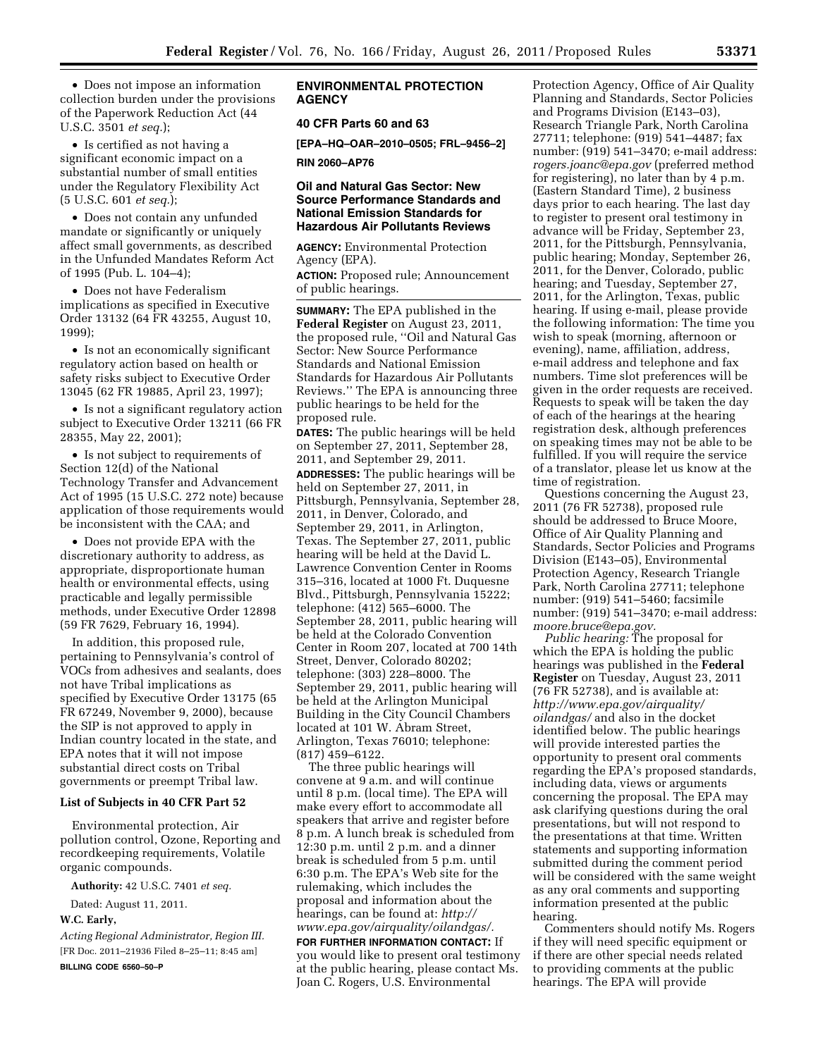• Does not impose an information collection burden under the provisions of the Paperwork Reduction Act (44 U.S.C. 3501 *et seq.*);

• Is certified as not having a significant economic impact on a substantial number of small entities under the Regulatory Flexibility Act (5 U.S.C. 601 *et seq.*);

• Does not contain any unfunded mandate or significantly or uniquely affect small governments, as described in the Unfunded Mandates Reform Act of 1995 (Pub. L. 104–4);

• Does not have Federalism implications as specified in Executive Order 13132 (64 FR 43255, August 10, 1999);

• Is not an economically significant regulatory action based on health or safety risks subject to Executive Order 13045 (62 FR 19885, April 23, 1997);

• Is not a significant regulatory action subject to Executive Order 13211 (66 FR 28355, May 22, 2001);

• Is not subject to requirements of Section 12(d) of the National Technology Transfer and Advancement Act of 1995 (15 U.S.C. 272 note) because application of those requirements would be inconsistent with the CAA; and

• Does not provide EPA with the discretionary authority to address, as appropriate, disproportionate human health or environmental effects, using practicable and legally permissible methods, under Executive Order 12898 (59 FR 7629, February 16, 1994).

In addition, this proposed rule, pertaining to Pennsylvania's control of VOCs from adhesives and sealants, does not have Tribal implications as specified by Executive Order 13175 (65 FR 67249, November 9, 2000), because the SIP is not approved to apply in Indian country located in the state, and EPA notes that it will not impose substantial direct costs on Tribal governments or preempt Tribal law.

### List of Subjects in 40 CFR Part 52

Environmental protection, Air pollution control, Ozone, Reporting and recordkeeping requirements, Volatile organic compounds.

**Authority:** 42 U.S.C. 7401 *et seq.*

Dated: August 11, 2011.

**W.C. Early,**

*Acting Regional Administrator, Region III.*

[FR Doc. 2011–21936 Filed 8–25–11; 8:45 am]

**BILLING CODE 6560–50–P**

## ENVIRONMENTAL PROTECTION AGENCY

### 40 CFR Parts 60 and 63

**[EPA–HQ–OAR–2010–0505; FRL–9456–2]**

**RIN 2060–AP76**

### Oil and Natural Gas Sector: New Source Performance Standards and National Emission Standards for Hazardous Air Pollutants Reviews

**AGENCY:** Environmental Protection Agency (EPA).

**ACTION:** Proposed rule; Announcement of public hearings.

**SUMMARY:** The EPA published in the **Federal Register** on August 23, 2011, the proposed rule, ''Oil and Natural Gas Sector: New Source Performance Standards and National Emission Standards for Hazardous Air Pollutants Reviews.'' The EPA is announcing three public hearings to be held for the proposed rule.

**DATES:** The public hearings will be held on September 27, 2011, September 28, 2011, and September 29, 2011.

**ADDRESSES:** The public hearings will be held on September 27, 2011, in Pittsburgh, Pennsylvania, September 28, 2011, in Denver, Colorado, and September 29, 2011, in Arlington, Texas. The September 27, 2011, public hearing will be held at the David L. Lawrence Convention Center in Rooms 315–316, located at 1000 Ft. Duquesne Blvd., Pittsburgh, Pennsylvania 15222; telephone: (412) 565–6000. The September 28, 2011, public hearing will be held at the Colorado Convention Center in Room 207, located at 700 14th Street, Denver, Colorado 80202; telephone: (303) 228–8000. The September 29, 2011, public hearing will be held at the Arlington Municipal Building in the City Council Chambers located at 101 W. Abram Street, Arlington, Texas 76010; telephone: (817) 459–6122.

The three public hearings will convene at 9 a.m. and will continue until 8 p.m. (local time). The EPA will make every effort to accommodate all speakers that arrive and register before 8 p.m. A lunch break is scheduled from 12:30 p.m. until 2 p.m. and a dinner break is scheduled from 5 p.m. until 6:30 p.m. The EPA's Web site for the rulemaking, which includes the proposal and information about the hearings, can be found at: *http://www.epa.gov/airquality/oilandgas/.*

**FOR FURTHER INFORMATION CONTACT:** If you would like to present oral testimony at the public hearing, please contact Ms. Joan C. Rogers, U.S. Environmental Protection Agency, Office of Air Quality Planning and Standards, Sector Policies and Programs Division (E143–03), Research Triangle Park, North Carolina 27711; telephone: (919) 541–4487; fax number: (919) 541–3470; e-mail address: *rogers.joanc@epa.gov* (preferred method for registering), no later than by 4 p.m. (Eastern Standard Time), 2 business days prior to each hearing. The last day to register to present oral testimony in advance will be Friday, September 23, 2011, for the Pittsburgh, Pennsylvania, public hearing; Monday, September 26, 2011, for the Denver, Colorado, public hearing; and Tuesday, September 27, 2011, for the Arlington, Texas, public hearing. If using e-mail, please provide the following information: The time you wish to speak (morning, afternoon or evening), name, affiliation, address, e-mail address and telephone and fax numbers. Time slot preferences will be given in the order requests are received. Requests to speak will be taken the day of each of the hearings at the hearing registration desk, although preferences on speaking times may not be able to be fulfilled. If you will require the service of a translator, please let us know at the time of registration.

Questions concerning the August 23, 2011 (76 FR 52738), proposed rule should be addressed to Bruce Moore, Office of Air Quality Planning and Standards, Sector Policies and Programs Division (E143–05), Environmental Protection Agency, Research Triangle Park, North Carolina 27711; telephone number: (919) 541–5460; facsimile number: (919) 541–3470; e-mail address: *moore.bruce@epa.gov.*

*Public hearing:* The proposal for which the EPA is holding the public hearings was published in the **Federal Register** on Tuesday, August 23, 2011 (76 FR 52738), and is available at: *http://www.epa.gov/airquality/oilandgas/* and also in the docket identified below. The public hearings will provide interested parties the opportunity to present oral comments regarding the EPA's proposed standards, including data, views or arguments concerning the proposal. The EPA may ask clarifying questions during the oral presentations, but will not respond to the presentations at that time. Written statements and supporting information submitted during the comment period will be considered with the same weight as any oral comments and supporting information presented at the public hearing.

Commenters should notify Ms. Rogers if they will need specific equipment or if there are other special needs related to providing comments at the public hearings. The EPA will provide